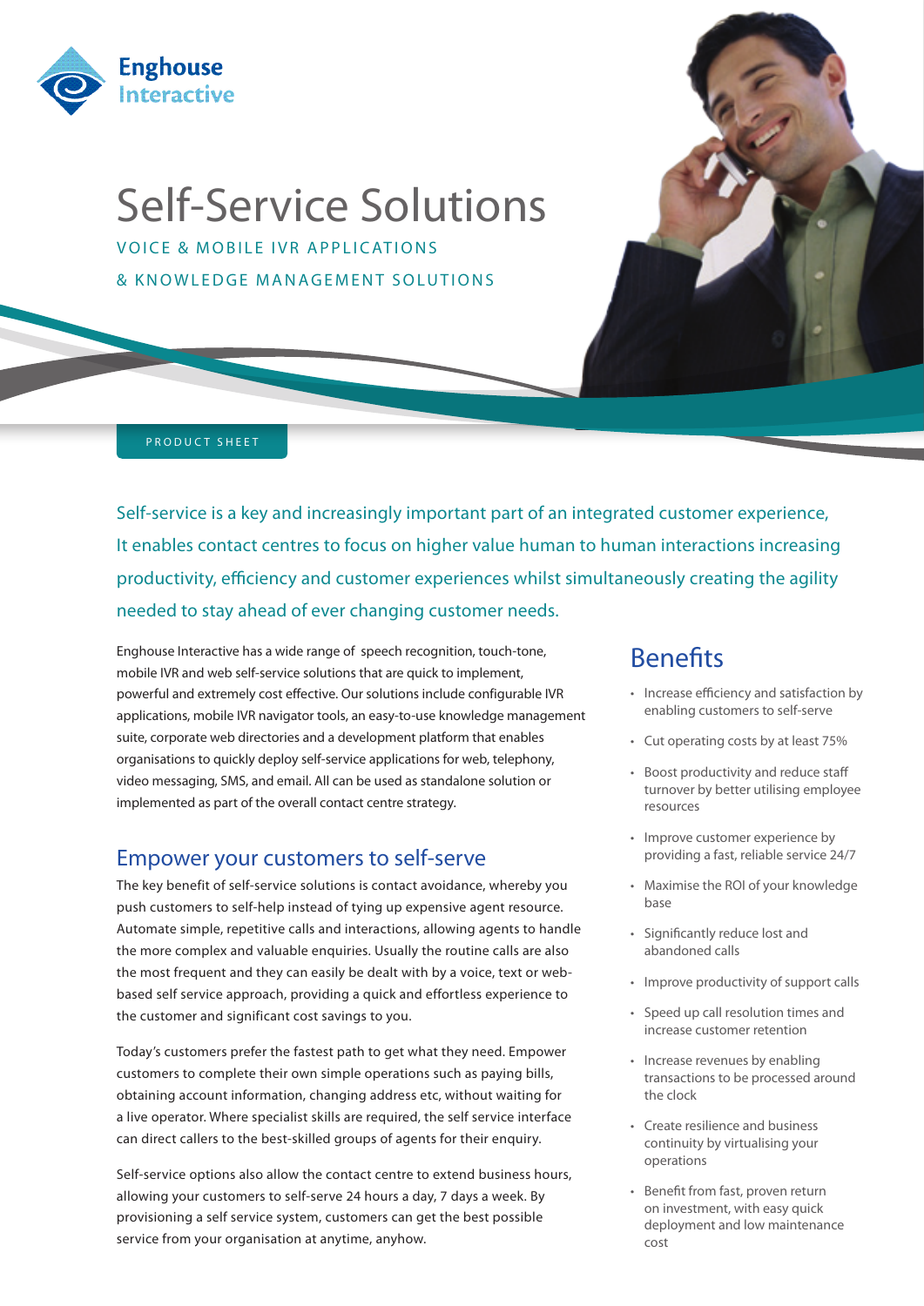Enghouse Interactive

# Self-Service Solutions

VOICE & MOBILE IVR APPLICATIONS

& KNOWLEDGE MANAGEMENT SOLUTIONS

PRODUCT SHEET

Self-service is a key and increasingly important part of an integrated customer experience, It enables contact centres to focus on higher value human to human interactions increasing productivity, efficiency and customer experiences whilst simultaneously creating the agility needed to stay ahead of ever changing customer needs.

Enghouse Interactive has a wide range of speech recognition, touch-tone, mobile IVR and web self-service solutions that are quick to implement, powerful and extremely cost effective. Our solutions include configurable IVR applications, mobile IVR navigator tools, an easy-to-use knowledge management suite, corporate web directories and a development platform that enables organisations to quickly deploy self-service applications for web, telephony, video messaging, SMS, and email. All can be used as standalone solution or implemented as part of the overall contact centre strategy.

## Empower your customers to self-serve

The key benefit of self-service solutions is contact avoidance, whereby you push customers to self-help instead of tying up expensive agent resource. Automate simple, repetitive calls and interactions, allowing agents to handle the more complex and valuable enquiries. Usually the routine calls are also the most frequent and they can easily be dealt with by a voice, text or web-based self service approach, providing a quick and effortless experience to the customer and significant cost savings to you.

Today's customers prefer the fastest path to get what they need. Empower customers to complete their own simple operations such as paying bills, obtaining account information, changing address etc, without waiting for a live operator. Where specialist skills are required, the self service interface can direct callers to the best-skilled groups of agents for their enquiry.

Self-service options also allow the contact centre to extend business hours, allowing your customers to self-serve 24 hours a day, 7 days a week. By provisioning a self service system, customers can get the best possible service from your organisation at anytime, anyhow.

## Benefits

- Increase efficiency and satisfaction by enabling customers to self-serve
- Cut operating costs by at least 75%
- Boost productivity and reduce staff turnover by better utilising employee resources
- Improve customer experience by providing a fast, reliable service 24/7
- Maximise the ROI of your knowledge base
- Significantly reduce lost and abandoned calls
- Improve productivity of support calls
- Speed up call resolution times and increase customer retention
- Increase revenues by enabling transactions to be processed around the clock
- Create resilience and business continuity by virtualising your operations
- Benefit from fast, proven return on investment, with easy quick deployment and low maintenance cost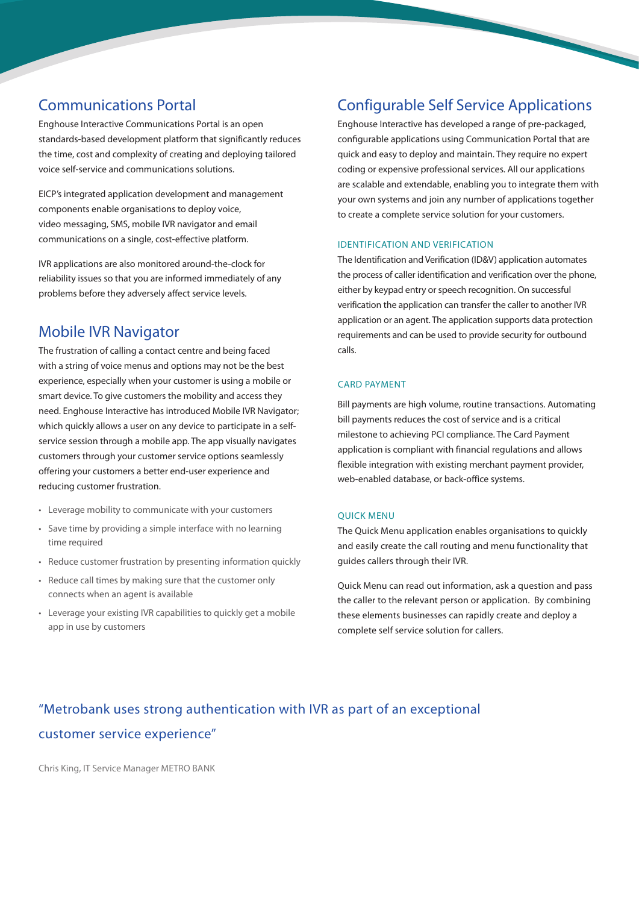## Communications Portal

Enghouse Interactive Communications Portal is an open standards-based development platform that significantly reduces the time, cost and complexity of creating and deploying tailored voice self-service and communications solutions.

EICP's integrated application development and management components enable organisations to deploy voice, video messaging, SMS, mobile IVR navigator and email communications on a single, cost-effective platform.

IVR applications are also monitored around-the-clock for reliability issues so that you are informed immediately of any problems before they adversely affect service levels.

## Mobile IVR Navigator

The frustration of calling a contact centre and being faced with a string of voice menus and options may not be the best experience, especially when your customer is using a mobile or smart device. To give customers the mobility and access they need. Enghouse Interactive has introduced Mobile IVR Navigator; which quickly allows a user on any device to participate in a self-service session through a mobile app. The app visually navigates customers through your customer service options seamlessly offering your customers a better end-user experience and reducing customer frustration.

- Leverage mobility to communicate with your customers
- Save time by providing a simple interface with no learning time required
- Reduce customer frustration by presenting information quickly
- Reduce call times by making sure that the customer only connects when an agent is available
- Leverage your existing IVR capabilities to quickly get a mobile app in use by customers

## Configurable Self Service Applications

Enghouse Interactive has developed a range of pre-packaged, configurable applications using Communication Portal that are quick and easy to deploy and maintain. They require no expert coding or expensive professional services. All our applications are scalable and extendable, enabling you to integrate them with your own systems and join any number of applications together to create a complete service solution for your customers.

### IDENTIFICATION AND VERIFICATION

The Identification and Verification (ID&V) application automates the process of caller identification and verification over the phone, either by keypad entry or speech recognition. On successful verification the application can transfer the caller to another IVR application or an agent. The application supports data protection requirements and can be used to provide security for outbound calls.

### CARD PAYMENT

Bill payments are high volume, routine transactions. Automating bill payments reduces the cost of service and is a critical milestone to achieving PCI compliance. The Card Payment application is compliant with financial regulations and allows flexible integration with existing merchant payment provider, web-enabled database, or back-office systems.

### QUICK MENU

The Quick Menu application enables organisations to quickly and easily create the call routing and menu functionality that guides callers through their IVR.

Quick Menu can read out information, ask a question and pass the caller to the relevant person or application. By combining these elements businesses can rapidly create and deploy a complete self service solution for callers.

> "Metrobank uses strong authentication with IVR as part of an exceptional customer service experience"

Chris King, IT Service Manager METRO BANK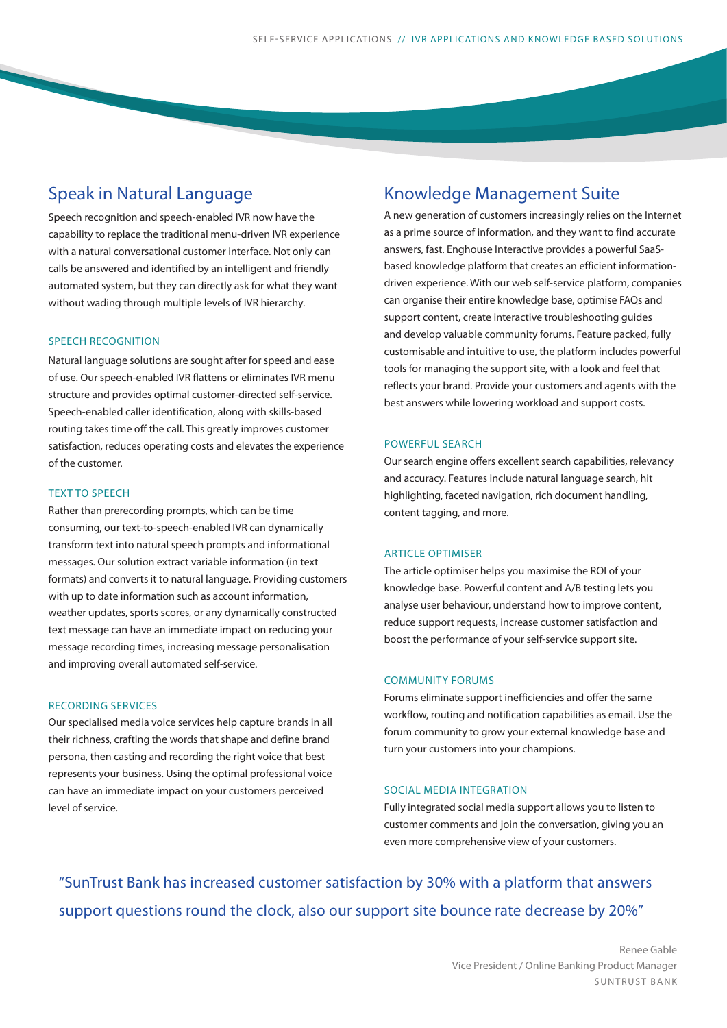## Speak in Natural Language

Speech recognition and speech-enabled IVR now have the capability to replace the traditional menu-driven IVR experience with a natural conversational customer interface. Not only can calls be answered and identified by an intelligent and friendly automated system, but they can directly ask for what they want without wading through multiple levels of IVR hierarchy.

### SPEECH RECOGNITION

Natural language solutions are sought after for speed and ease of use. Our speech-enabled IVR flattens or eliminates IVR menu structure and provides optimal customer-directed self-service. Speech-enabled caller identification, along with skills-based routing takes time off the call. This greatly improves customer satisfaction, reduces operating costs and elevates the experience of the customer.

### TEXT TO SPEECH

Rather than prerecording prompts, which can be time consuming, our text-to-speech-enabled IVR can dynamically transform text into natural speech prompts and informational messages. Our solution extract variable information (in text formats) and converts it to natural language. Providing customers with up to date information such as account information, weather updates, sports scores, or any dynamically constructed text message can have an immediate impact on reducing your message recording times, increasing message personalisation and improving overall automated self-service.

### RECORDING SERVICES

Our specialised media voice services help capture brands in all their richness, crafting the words that shape and define brand persona, then casting and recording the right voice that best represents your business. Using the optimal professional voice can have an immediate impact on your customers perceived level of service.

## Knowledge Management Suite

A new generation of customers increasingly relies on the Internet as a prime source of information, and they want to find accurate answers, fast. Enghouse Interactive provides a powerful SaaS-based knowledge platform that creates an efficient information-driven experience. With our web self-service platform, companies can organise their entire knowledge base, optimise FAQs and support content, create interactive troubleshooting guides and develop valuable community forums. Feature packed, fully customisable and intuitive to use, the platform includes powerful tools for managing the support site, with a look and feel that reflects your brand. Provide your customers and agents with the best answers while lowering workload and support costs.

### POWERFUL SEARCH

Our search engine offers excellent search capabilities, relevancy and accuracy. Features include natural language search, hit highlighting, faceted navigation, rich document handling, content tagging, and more.

### ARTICLE OPTIMISER

The article optimiser helps you maximise the ROI of your knowledge base. Powerful content and A/B testing lets you analyse user behaviour, understand how to improve content, reduce support requests, increase customer satisfaction and boost the performance of your self-service support site.

### COMMUNITY FORUMS

Forums eliminate support inefficiencies and offer the same workflow, routing and notification capabilities as email. Use the forum community to grow your external knowledge base and turn your customers into your champions.

### SOCIAL MEDIA INTEGRATION

Fully integrated social media support allows you to listen to customer comments and join the conversation, giving you an even more comprehensive view of your customers.

> "SunTrust Bank has increased customer satisfaction by 30% with a platform that answers support questions round the clock, also our support site bounce rate decrease by 20%"

Renee Gable
Vice President / Online Banking Product Manager
SUNTRUST BANK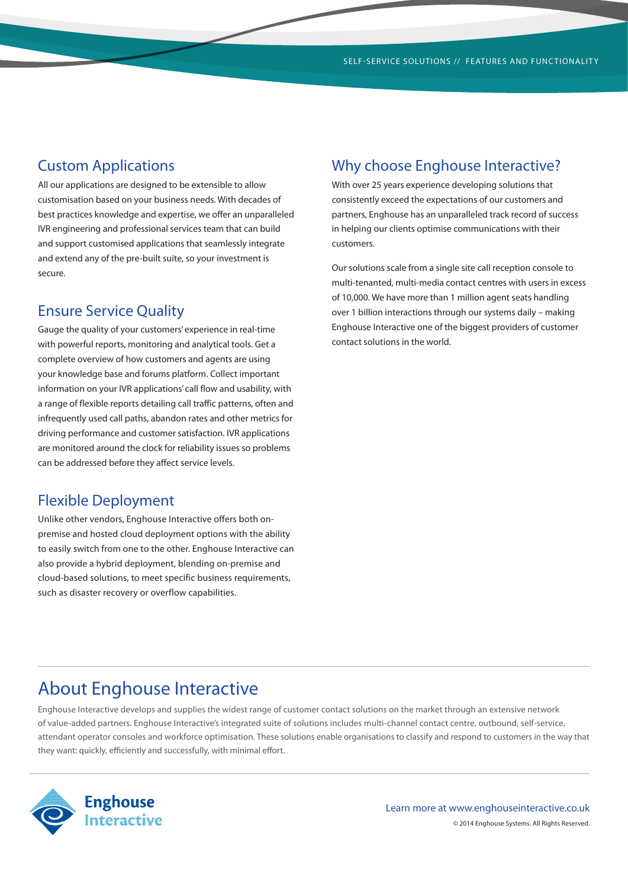## Custom Applications

All our applications are designed to be extensible to allow customisation based on your business needs. With decades of best practices knowledge and expertise, we offer an unparalleled IVR engineering and professional services team that can build and support customised applications that seamlessly integrate and extend any of the pre-built suite, so your investment is secure.

## Ensure Service Quality

Gauge the quality of your customers' experience in real-time with powerful reports, monitoring and analytical tools. Get a complete overview of how customers and agents are using your knowledge base and forums platform. Collect important information on your IVR applications' call flow and usability, with a range of flexible reports detailing call traffic patterns, often and infrequently used call paths, abandon rates and other metrics for driving performance and customer satisfaction. IVR applications are monitored around the clock for reliability issues so problems can be addressed before they affect service levels.

## Flexible Deployment

Unlike other vendors, Enghouse Interactive offers both on-premise and hosted cloud deployment options with the ability to easily switch from one to the other. Enghouse Interactive can also provide a hybrid deployment, blending on-premise and cloud-based solutions, to meet specific business requirements, such as disaster recovery or overflow capabilities.

## Why choose Enghouse Interactive?

With over 25 years experience developing solutions that consistently exceed the expectations of our customers and partners, Enghouse has an unparalleled track record of success in helping our clients optimise communications with their customers.

Our solutions scale from a single site call reception console to multi-tenanted, multi-media contact centres with users in excess of 10,000. We have more than 1 million agent seats handling over 1 billion interactions through our systems daily – making Enghouse Interactive one of the biggest providers of customer contact solutions in the world.

## About Enghouse Interactive

Enghouse Interactive develops and supplies the widest range of customer contact solutions on the market through an extensive network of value-added partners. Enghouse Interactive's integrated suite of solutions includes multi-channel contact centre, outbound, self-service, attendant operator consoles and workforce optimisation. These solutions enable organisations to classify and respond to customers in the way that they want: quickly, efficiently and successfully, with minimal effort.

Enghouse Interactive

Learn more at www.enghouseinteractive.co.uk

© 2014 Enghouse Systems. All Rights Reserved.